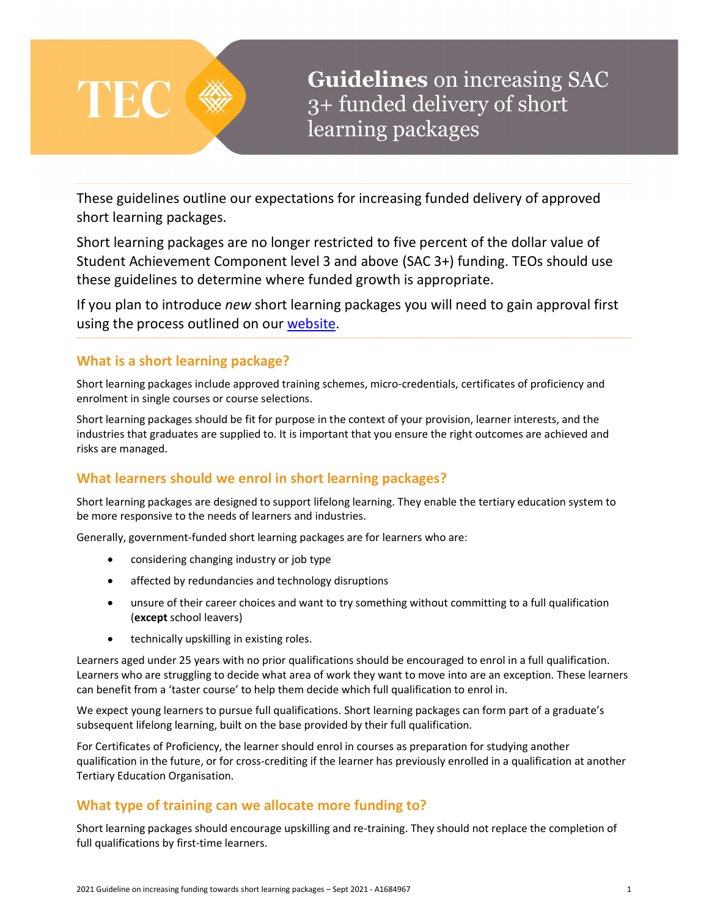# Guidelines on increasing SAC 3+ funded delivery of short learning packages

These guidelines outline our expectations for increasing funded delivery of approved short learning packages.

Short learning packages are no longer restricted to five percent of the dollar value of Student Achievement Component level 3 and above (SAC 3+) funding. TEOs should use these guidelines to determine where funded growth is appropriate.

If you plan to introduce *new* short learning packages you will need to gain approval first using the process outlined on our website.

## What is a short learning package?

Short learning packages include approved training schemes, micro-credentials, certificates of proficiency and enrolment in single courses or course selections.

Short learning packages should be fit for purpose in the context of your provision, learner interests, and the industries that graduates are supplied to. It is important that you ensure the right outcomes are achieved and risks are managed.

## What learners should we enrol in short learning packages?

Short learning packages are designed to support lifelong learning. They enable the tertiary education system to be more responsive to the needs of learners and industries.

Generally, government-funded short learning packages are for learners who are:

- considering changing industry or job type
- affected by redundancies and technology disruptions
- unsure of their career choices and want to try something without committing to a full qualification (**except** school leavers)
- technically upskilling in existing roles.

Learners aged under 25 years with no prior qualifications should be encouraged to enrol in a full qualification. Learners who are struggling to decide what area of work they want to move into are an exception. These learners can benefit from a 'taster course' to help them decide which full qualification to enrol in.

We expect young learners to pursue full qualifications. Short learning packages can form part of a graduate's subsequent lifelong learning, built on the base provided by their full qualification.

For Certificates of Proficiency, the learner should enrol in courses as preparation for studying another qualification in the future, or for cross-crediting if the learner has previously enrolled in a qualification at another Tertiary Education Organisation.

## What type of training can we allocate more funding to?

Short learning packages should encourage upskilling and re-training. They should not replace the completion of full qualifications by first-time learners.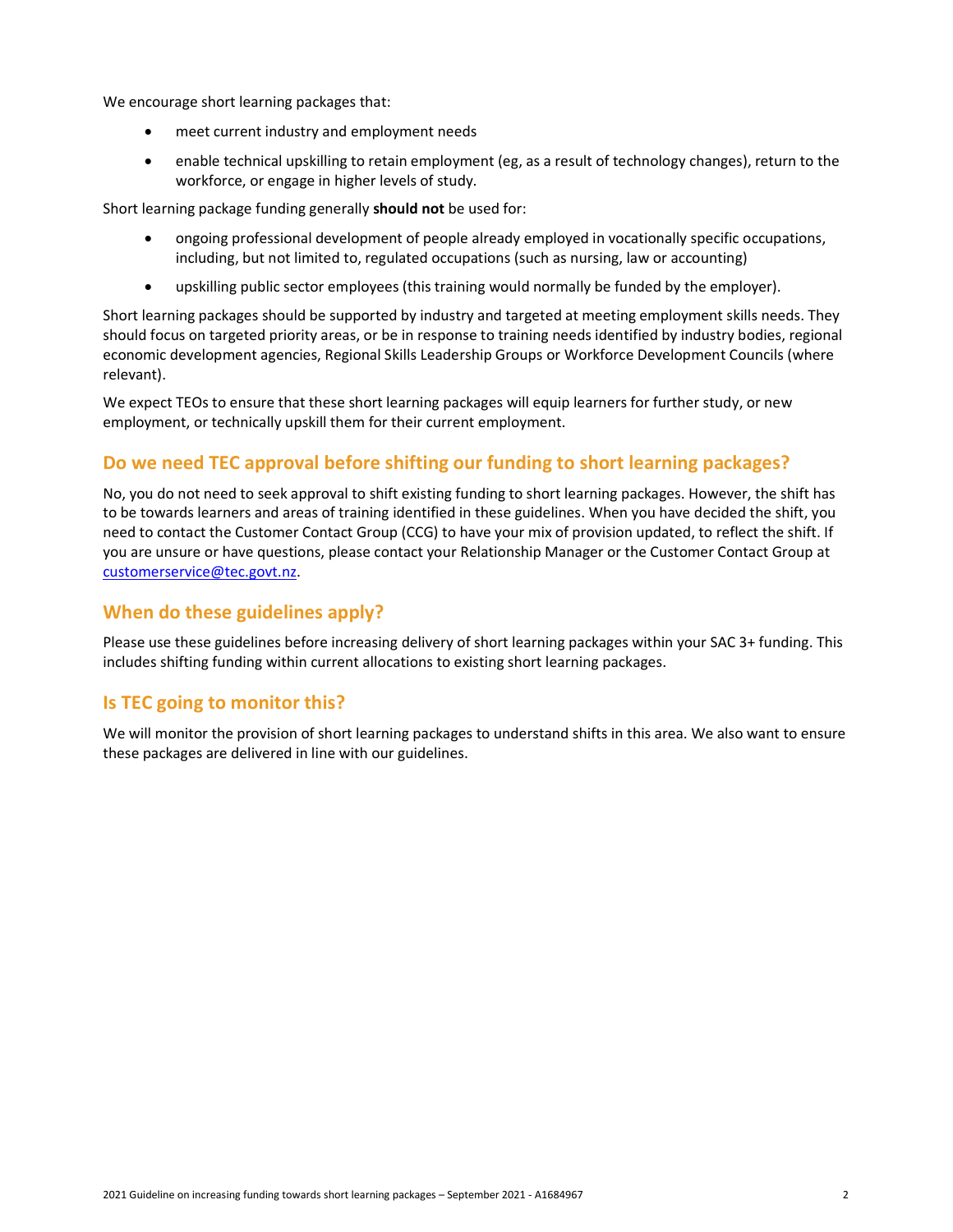We encourage short learning packages that:

- meet current industry and employment needs
- enable technical upskilling to retain employment (eg, as a result of technology changes), return to the workforce, or engage in higher levels of study.

Short learning package funding generally **should not** be used for:

- ongoing professional development of people already employed in vocationally specific occupations, including, but not limited to, regulated occupations (such as nursing, law or accounting)
- upskilling public sector employees (this training would normally be funded by the employer).

Short learning packages should be supported by industry and targeted at meeting employment skills needs. They should focus on targeted priority areas, or be in response to training needs identified by industry bodies, regional economic development agencies, Regional Skills Leadership Groups or Workforce Development Councils (where relevant).

We expect TEOs to ensure that these short learning packages will equip learners for further study, or new employment, or technically upskill them for their current employment.

## Do we need TEC approval before shifting our funding to short learning packages?

No, you do not need to seek approval to shift existing funding to short learning packages. However, the shift has to be towards learners and areas of training identified in these guidelines. When you have decided the shift, you need to contact the Customer Contact Group (CCG) to have your mix of provision updated, to reflect the shift. If you are unsure or have questions, please contact your Relationship Manager or the Customer Contact Group at customerservice@tec.govt.nz.

## When do these guidelines apply?

Please use these guidelines before increasing delivery of short learning packages within your SAC 3+ funding. This includes shifting funding within current allocations to existing short learning packages.

## Is TEC going to monitor this?

We will monitor the provision of short learning packages to understand shifts in this area. We also want to ensure these packages are delivered in line with our guidelines.